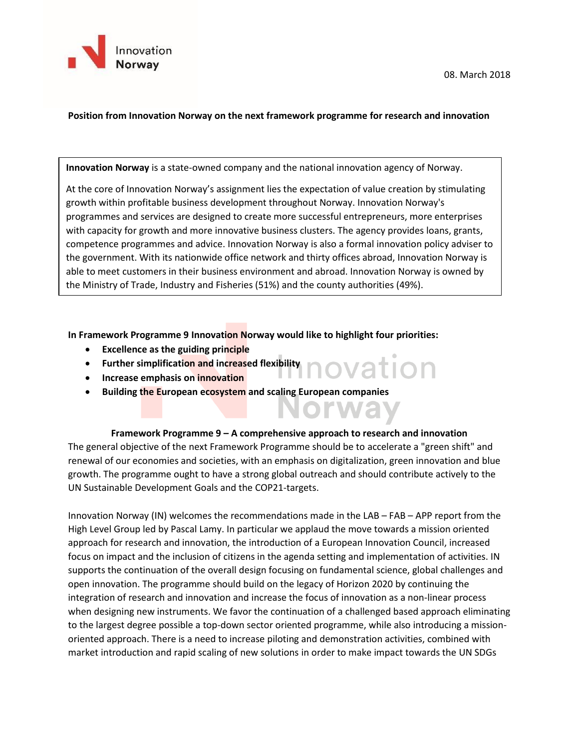08. March 2018

**Position from Innovation Norway on the next framework programme for research and innovation**

**Innovation Norway** is a state-owned company and the national innovation agency of Norway.

At the core of Innovation Norway's assignment lies the expectation of value creation by stimulating growth within profitable business development throughout Norway. Innovation Norway's programmes and services are designed to create more successful entrepreneurs, more enterprises with capacity for growth and more innovative business clusters. The agency provides loans, grants, competence programmes and advice. Innovation Norway is also a formal innovation policy adviser to the government. With its nationwide office network and thirty offices abroad, Innovation Norway is able to meet customers in their business environment and abroad. Innovation Norway is owned by the Ministry of Trade, Industry and Fisheries (51%) and the county authorities (49%).

**In Framework Programme 9 Innovation Norway would like to highlight four priorities:**

- **Excellence as the guiding principle**
- **Further simplification and increased flexibility**
- **Increase emphasis on innovation**
- **Building the European ecosystem and scaling European companies**

## Framework Programme 9 – A comprehensive approach to research and innovation

The general objective of the next Framework Programme should be to accelerate a "green shift" and renewal of our economies and societies, with an emphasis on digitalization, green innovation and blue growth. The programme ought to have a strong global outreach and should contribute actively to the UN Sustainable Development Goals and the COP21-targets.

Innovation Norway (IN) welcomes the recommendations made in the LAB – FAB – APP report from the High Level Group led by Pascal Lamy. In particular we applaud the move towards a mission oriented approach for research and innovation, the introduction of a European Innovation Council, increased focus on impact and the inclusion of citizens in the agenda setting and implementation of activities. IN supports the continuation of the overall design focusing on fundamental science, global challenges and open innovation. The programme should build on the legacy of Horizon 2020 by continuing the integration of research and innovation and increase the focus of innovation as a non-linear process when designing new instruments. We favor the continuation of a challenged based approach eliminating to the largest degree possible a top-down sector oriented programme, while also introducing a mission-oriented approach. There is a need to increase piloting and demonstration activities, combined with market introduction and rapid scaling of new solutions in order to make impact towards the UN SDGs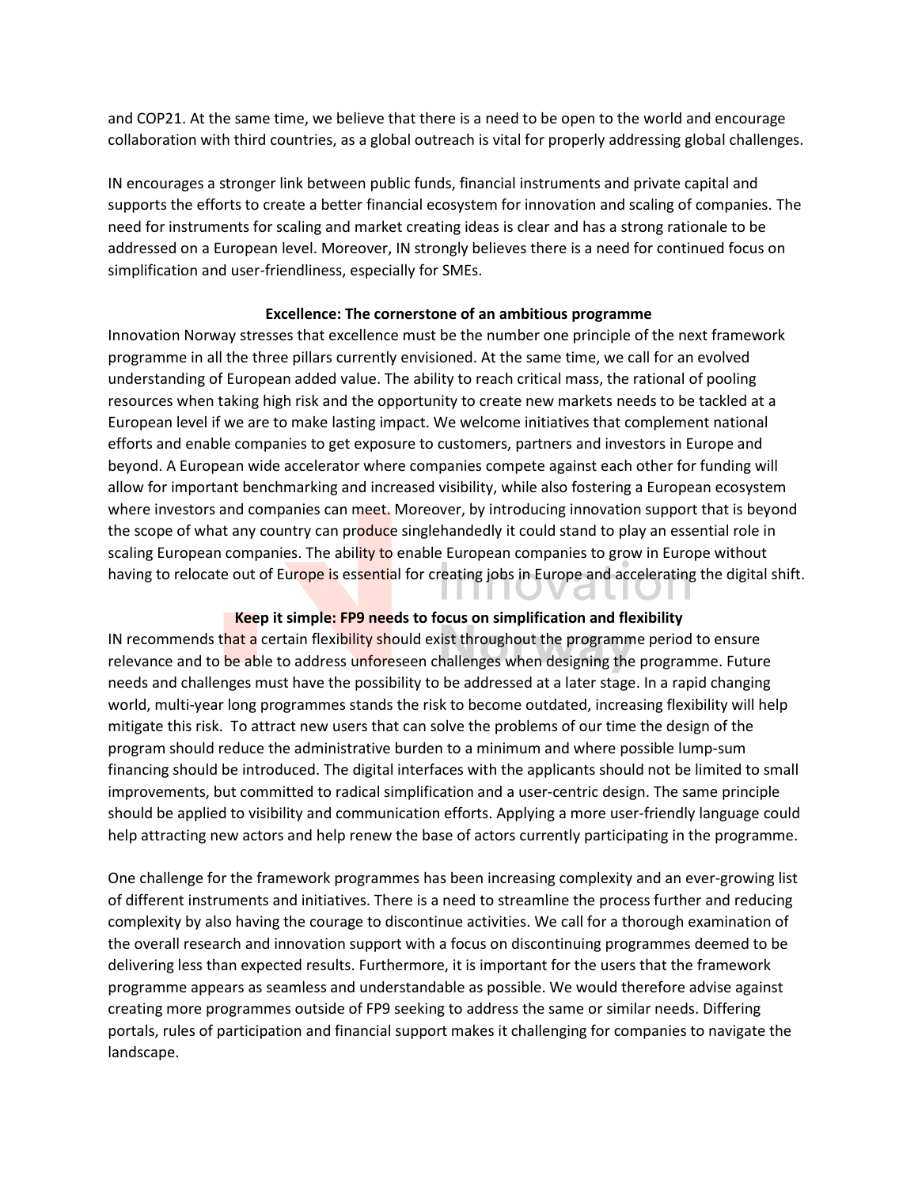and COP21. At the same time, we believe that there is a need to be open to the world and encourage collaboration with third countries, as a global outreach is vital for properly addressing global challenges.

IN encourages a stronger link between public funds, financial instruments and private capital and supports the efforts to create a better financial ecosystem for innovation and scaling of companies. The need for instruments for scaling and market creating ideas is clear and has a strong rationale to be addressed on a European level. Moreover, IN strongly believes there is a need for continued focus on simplification and user-friendliness, especially for SMEs.

**Excellence: The cornerstone of an ambitious programme**

Innovation Norway stresses that excellence must be the number one principle of the next framework programme in all the three pillars currently envisioned. At the same time, we call for an evolved understanding of European added value. The ability to reach critical mass, the rational of pooling resources when taking high risk and the opportunity to create new markets needs to be tackled at a European level if we are to make lasting impact. We welcome initiatives that complement national efforts and enable companies to get exposure to customers, partners and investors in Europe and beyond. A European wide accelerator where companies compete against each other for funding will allow for important benchmarking and increased visibility, while also fostering a European ecosystem where investors and companies can meet. Moreover, by introducing innovation support that is beyond the scope of what any country can produce singlehandedly it could stand to play an essential role in scaling European companies. The ability to enable European companies to grow in Europe without having to relocate out of Europe is essential for creating jobs in Europe and accelerating the digital shift.

**Keep it simple: FP9 needs to focus on simplification and flexibility**

IN recommends that a certain flexibility should exist throughout the programme period to ensure relevance and to be able to address unforeseen challenges when designing the programme. Future needs and challenges must have the possibility to be addressed at a later stage. In a rapid changing world, multi-year long programmes stands the risk to become outdated, increasing flexibility will help mitigate this risk. To attract new users that can solve the problems of our time the design of the program should reduce the administrative burden to a minimum and where possible lump-sum financing should be introduced. The digital interfaces with the applicants should not be limited to small improvements, but committed to radical simplification and a user-centric design. The same principle should be applied to visibility and communication efforts. Applying a more user-friendly language could help attracting new actors and help renew the base of actors currently participating in the programme.

One challenge for the framework programmes has been increasing complexity and an ever-growing list of different instruments and initiatives. There is a need to streamline the process further and reducing complexity by also having the courage to discontinue activities. We call for a thorough examination of the overall research and innovation support with a focus on discontinuing programmes deemed to be delivering less than expected results. Furthermore, it is important for the users that the framework programme appears as seamless and understandable as possible. We would therefore advise against creating more programmes outside of FP9 seeking to address the same or similar needs. Differing portals, rules of participation and financial support makes it challenging for companies to navigate the landscape.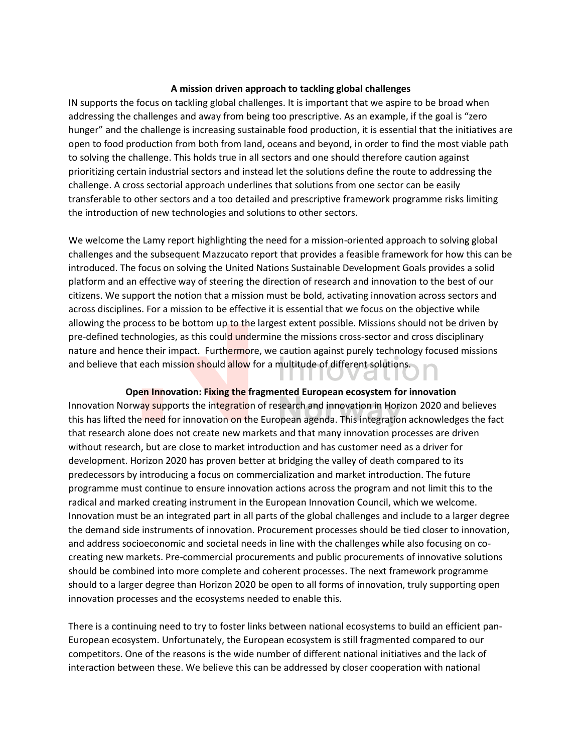## A mission driven approach to tackling global challenges

IN supports the focus on tackling global challenges. It is important that we aspire to be broad when addressing the challenges and away from being too prescriptive. As an example, if the goal is "zero hunger" and the challenge is increasing sustainable food production, it is essential that the initiatives are open to food production from both from land, oceans and beyond, in order to find the most viable path to solving the challenge. This holds true in all sectors and one should therefore caution against prioritizing certain industrial sectors and instead let the solutions define the route to addressing the challenge. A cross sectorial approach underlines that solutions from one sector can be easily transferable to other sectors and a too detailed and prescriptive framework programme risks limiting the introduction of new technologies and solutions to other sectors.

We welcome the Lamy report highlighting the need for a mission-oriented approach to solving global challenges and the subsequent Mazzucato report that provides a feasible framework for how this can be introduced. The focus on solving the United Nations Sustainable Development Goals provides a solid platform and an effective way of steering the direction of research and innovation to the best of our citizens. We support the notion that a mission must be bold, activating innovation across sectors and across disciplines. For a mission to be effective it is essential that we focus on the objective while allowing the process to be bottom up to the largest extent possible. Missions should not be driven by pre-defined technologies, as this could undermine the missions cross-sector and cross disciplinary nature and hence their impact. Furthermore, we caution against purely technology focused missions and believe that each mission should allow for a multitude of different solutions.

## Open Innovation: Fixing the fragmented European ecosystem for innovation

Innovation Norway supports the integration of research and innovation in Horizon 2020 and believes this has lifted the need for innovation on the European agenda. This integration acknowledges the fact that research alone does not create new markets and that many innovation processes are driven without research, but are close to market introduction and has customer need as a driver for development. Horizon 2020 has proven better at bridging the valley of death compared to its predecessors by introducing a focus on commercialization and market introduction. The future programme must continue to ensure innovation actions across the program and not limit this to the radical and marked creating instrument in the European Innovation Council, which we welcome. Innovation must be an integrated part in all parts of the global challenges and include to a larger degree the demand side instruments of innovation. Procurement processes should be tied closer to innovation, and address socioeconomic and societal needs in line with the challenges while also focusing on co-creating new markets. Pre-commercial procurements and public procurements of innovative solutions should be combined into more complete and coherent processes. The next framework programme should to a larger degree than Horizon 2020 be open to all forms of innovation, truly supporting open innovation processes and the ecosystems needed to enable this.

There is a continuing need to try to foster links between national ecosystems to build an efficient pan-European ecosystem. Unfortunately, the European ecosystem is still fragmented compared to our competitors. One of the reasons is the wide number of different national initiatives and the lack of interaction between these. We believe this can be addressed by closer cooperation with national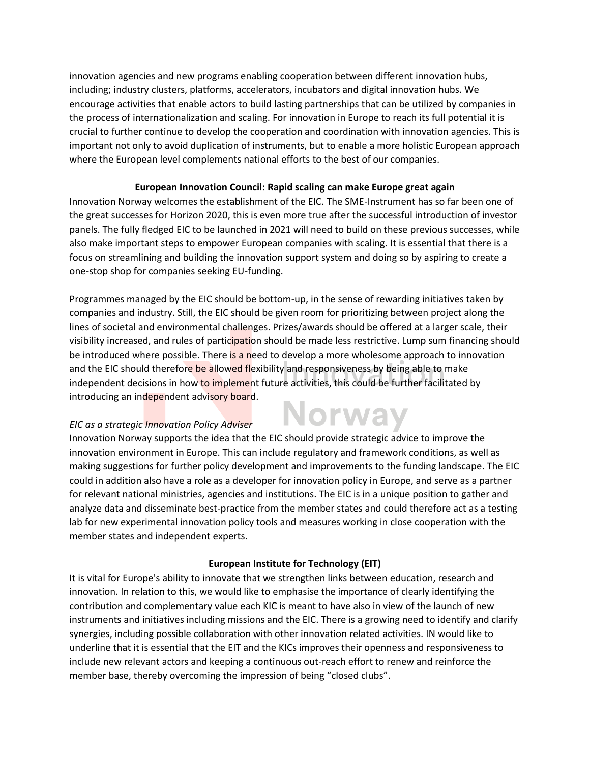innovation agencies and new programs enabling cooperation between different innovation hubs, including; industry clusters, platforms, accelerators, incubators and digital innovation hubs. We encourage activities that enable actors to build lasting partnerships that can be utilized by companies in the process of internationalization and scaling. For innovation in Europe to reach its full potential it is crucial to further continue to develop the cooperation and coordination with innovation agencies. This is important not only to avoid duplication of instruments, but to enable a more holistic European approach where the European level complements national efforts to the best of our companies.

## European Innovation Council: Rapid scaling can make Europe great again

Innovation Norway welcomes the establishment of the EIC. The SME-Instrument has so far been one of the great successes for Horizon 2020, this is even more true after the successful introduction of investor panels. The fully fledged EIC to be launched in 2021 will need to build on these previous successes, while also make important steps to empower European companies with scaling. It is essential that there is a focus on streamlining and building the innovation support system and doing so by aspiring to create a one-stop shop for companies seeking EU-funding.

Programmes managed by the EIC should be bottom-up, in the sense of rewarding initiatives taken by companies and industry. Still, the EIC should be given room for prioritizing between project along the lines of societal and environmental challenges. Prizes/awards should be offered at a larger scale, their visibility increased, and rules of participation should be made less restrictive. Lump sum financing should be introduced where possible. There is a need to develop a more wholesome approach to innovation and the EIC should therefore be allowed flexibility and responsiveness by being able to make independent decisions in how to implement future activities, this could be further facilitated by introducing an independent advisory board.

*EIC as a strategic Innovation Policy Adviser*

Innovation Norway supports the idea that the EIC should provide strategic advice to improve the innovation environment in Europe. This can include regulatory and framework conditions, as well as making suggestions for further policy development and improvements to the funding landscape. The EIC could in addition also have a role as a developer for innovation policy in Europe, and serve as a partner for relevant national ministries, agencies and institutions. The EIC is in a unique position to gather and analyze data and disseminate best-practice from the member states and could therefore act as a testing lab for new experimental innovation policy tools and measures working in close cooperation with the member states and independent experts.

## European Institute for Technology (EIT)

It is vital for Europe's ability to innovate that we strengthen links between education, research and innovation. In relation to this, we would like to emphasise the importance of clearly identifying the contribution and complementary value each KIC is meant to have also in view of the launch of new instruments and initiatives including missions and the EIC. There is a growing need to identify and clarify synergies, including possible collaboration with other innovation related activities. IN would like to underline that it is essential that the EIT and the KICs improves their openness and responsiveness to include new relevant actors and keeping a continuous out-reach effort to renew and reinforce the member base, thereby overcoming the impression of being "closed clubs".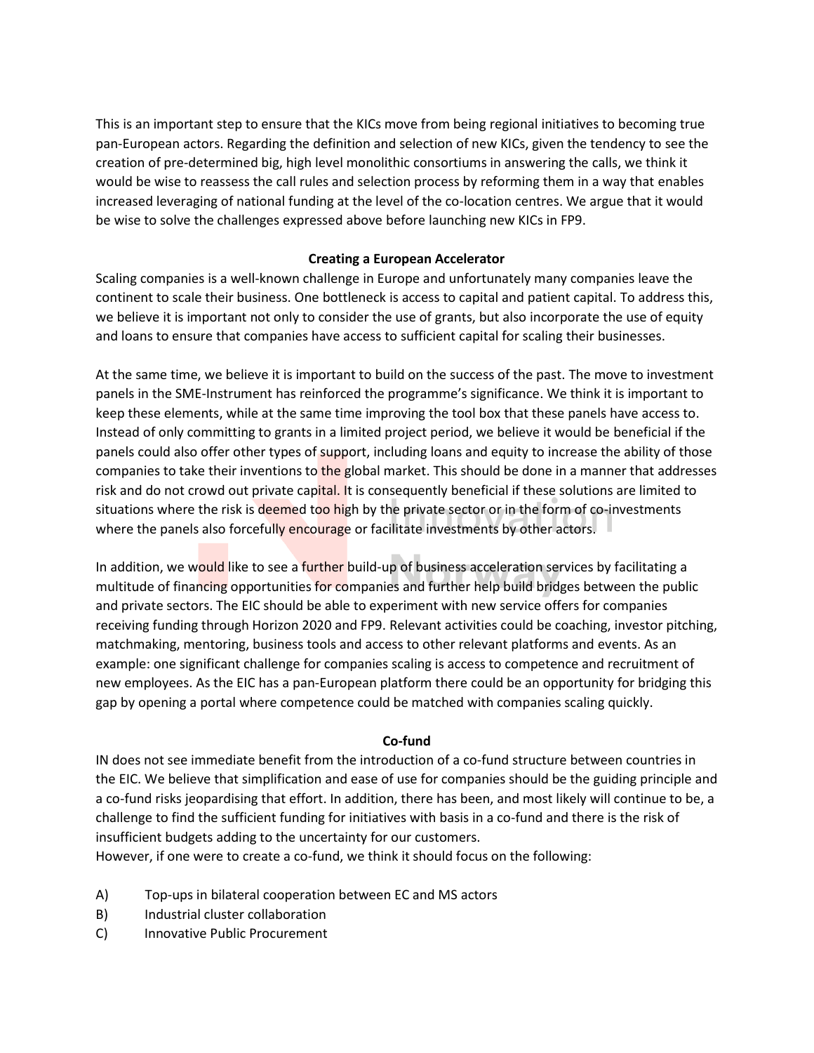This is an important step to ensure that the KICs move from being regional initiatives to becoming true pan-European actors. Regarding the definition and selection of new KICs, given the tendency to see the creation of pre-determined big, high level monolithic consortiums in answering the calls, we think it would be wise to reassess the call rules and selection process by reforming them in a way that enables increased leveraging of national funding at the level of the co-location centres. We argue that it would be wise to solve the challenges expressed above before launching new KICs in FP9.

**Creating a European Accelerator**

Scaling companies is a well-known challenge in Europe and unfortunately many companies leave the continent to scale their business. One bottleneck is access to capital and patient capital. To address this, we believe it is important not only to consider the use of grants, but also incorporate the use of equity and loans to ensure that companies have access to sufficient capital for scaling their businesses.

At the same time, we believe it is important to build on the success of the past. The move to investment panels in the SME-Instrument has reinforced the programme's significance. We think it is important to keep these elements, while at the same time improving the tool box that these panels have access to. Instead of only committing to grants in a limited project period, we believe it would be beneficial if the panels could also offer other types of support, including loans and equity to increase the ability of those companies to take their inventions to the global market. This should be done in a manner that addresses risk and do not crowd out private capital. It is consequently beneficial if these solutions are limited to situations where the risk is deemed too high by the private sector or in the form of co-investments where the panels also forcefully encourage or facilitate investments by other actors.

In addition, we would like to see a further build-up of business acceleration services by facilitating a multitude of financing opportunities for companies and further help build bridges between the public and private sectors. The EIC should be able to experiment with new service offers for companies receiving funding through Horizon 2020 and FP9. Relevant activities could be coaching, investor pitching, matchmaking, mentoring, business tools and access to other relevant platforms and events. As an example: one significant challenge for companies scaling is access to competence and recruitment of new employees. As the EIC has a pan-European platform there could be an opportunity for bridging this gap by opening a portal where competence could be matched with companies scaling quickly.

**Co-fund**

IN does not see immediate benefit from the introduction of a co-fund structure between countries in the EIC. We believe that simplification and ease of use for companies should be the guiding principle and a co-fund risks jeopardising that effort. In addition, there has been, and most likely will continue to be, a challenge to find the sufficient funding for initiatives with basis in a co-fund and there is the risk of insufficient budgets adding to the uncertainty for our customers.
However, if one were to create a co-fund, we think it should focus on the following:

A) Top-ups in bilateral cooperation between EC and MS actors
B) Industrial cluster collaboration
C) Innovative Public Procurement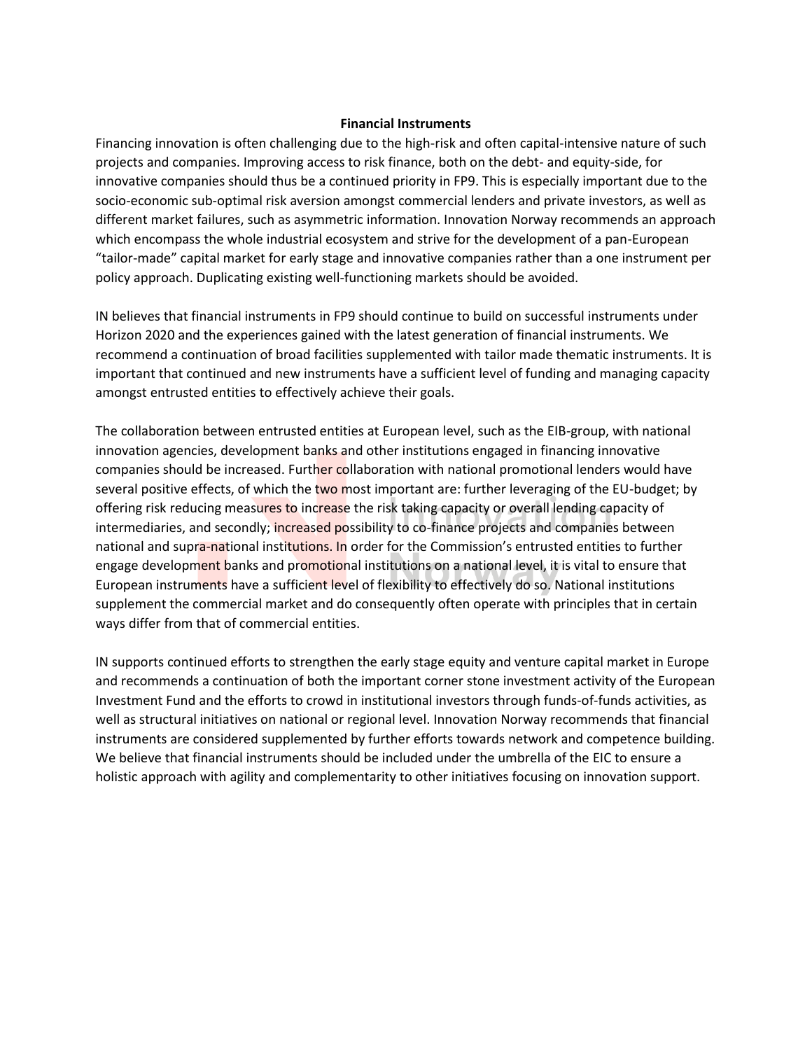**Financial Instruments**

Financing innovation is often challenging due to the high-risk and often capital-intensive nature of such projects and companies. Improving access to risk finance, both on the debt- and equity-side, for innovative companies should thus be a continued priority in FP9. This is especially important due to the socio-economic sub-optimal risk aversion amongst commercial lenders and private investors, as well as different market failures, such as asymmetric information. Innovation Norway recommends an approach which encompass the whole industrial ecosystem and strive for the development of a pan-European "tailor-made" capital market for early stage and innovative companies rather than a one instrument per policy approach. Duplicating existing well-functioning markets should be avoided.

IN believes that financial instruments in FP9 should continue to build on successful instruments under Horizon 2020 and the experiences gained with the latest generation of financial instruments. We recommend a continuation of broad facilities supplemented with tailor made thematic instruments. It is important that continued and new instruments have a sufficient level of funding and managing capacity amongst entrusted entities to effectively achieve their goals.

The collaboration between entrusted entities at European level, such as the EIB-group, with national innovation agencies, development banks and other institutions engaged in financing innovative companies should be increased. Further collaboration with national promotional lenders would have several positive effects, of which the two most important are: further leveraging of the EU-budget; by offering risk reducing measures to increase the risk taking capacity or overall lending capacity of intermediaries, and secondly; increased possibility to co-finance projects and companies between national and supra-national institutions. In order for the Commission's entrusted entities to further engage development banks and promotional institutions on a national level, it is vital to ensure that European instruments have a sufficient level of flexibility to effectively do so. National institutions supplement the commercial market and do consequently often operate with principles that in certain ways differ from that of commercial entities.

IN supports continued efforts to strengthen the early stage equity and venture capital market in Europe and recommends a continuation of both the important corner stone investment activity of the European Investment Fund and the efforts to crowd in institutional investors through funds-of-funds activities, as well as structural initiatives on national or regional level. Innovation Norway recommends that financial instruments are considered supplemented by further efforts towards network and competence building. We believe that financial instruments should be included under the umbrella of the EIC to ensure a holistic approach with agility and complementarity to other initiatives focusing on innovation support.